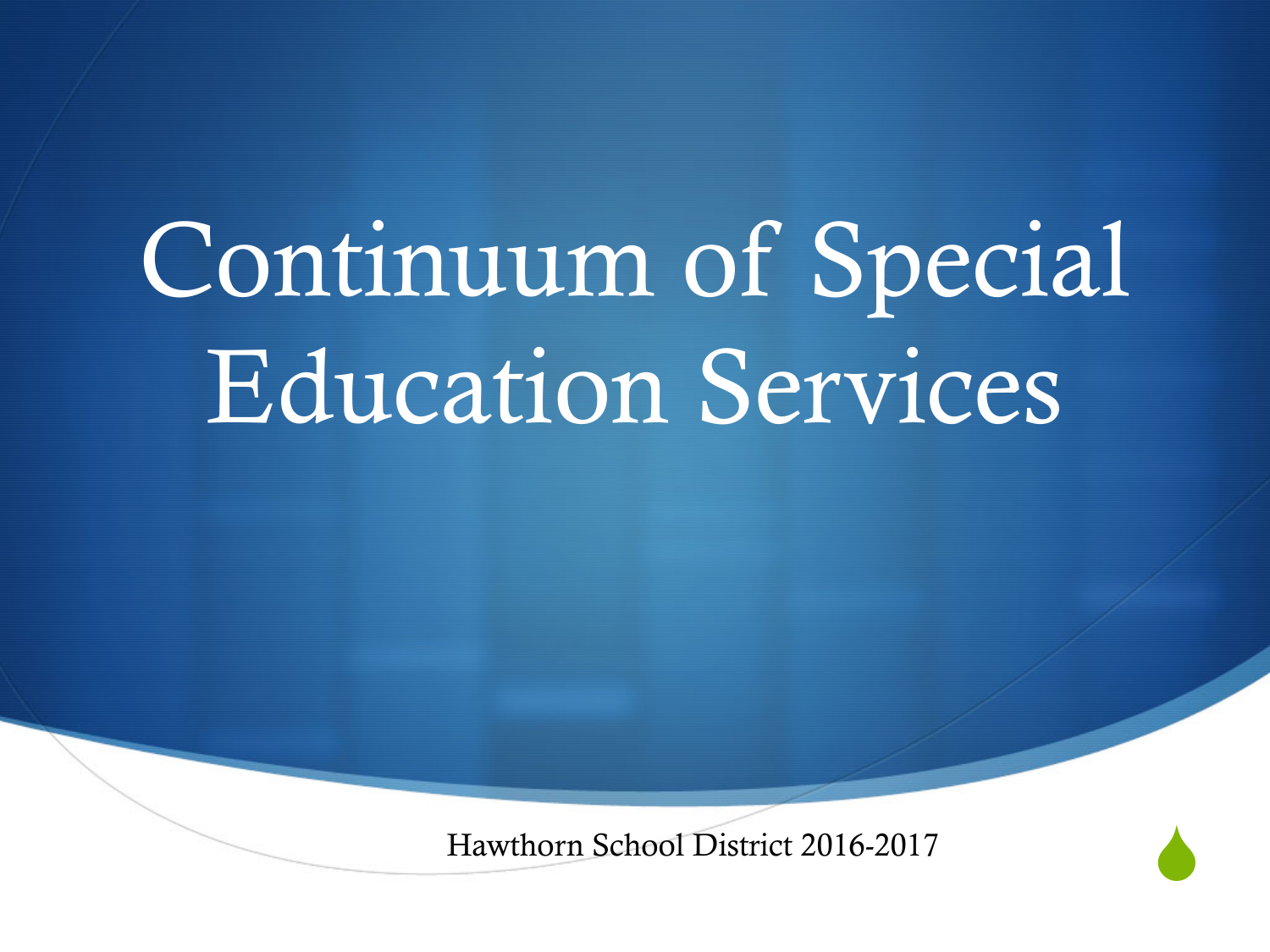# Continuum of Special Education Services

Hawthorn School District 2016-2017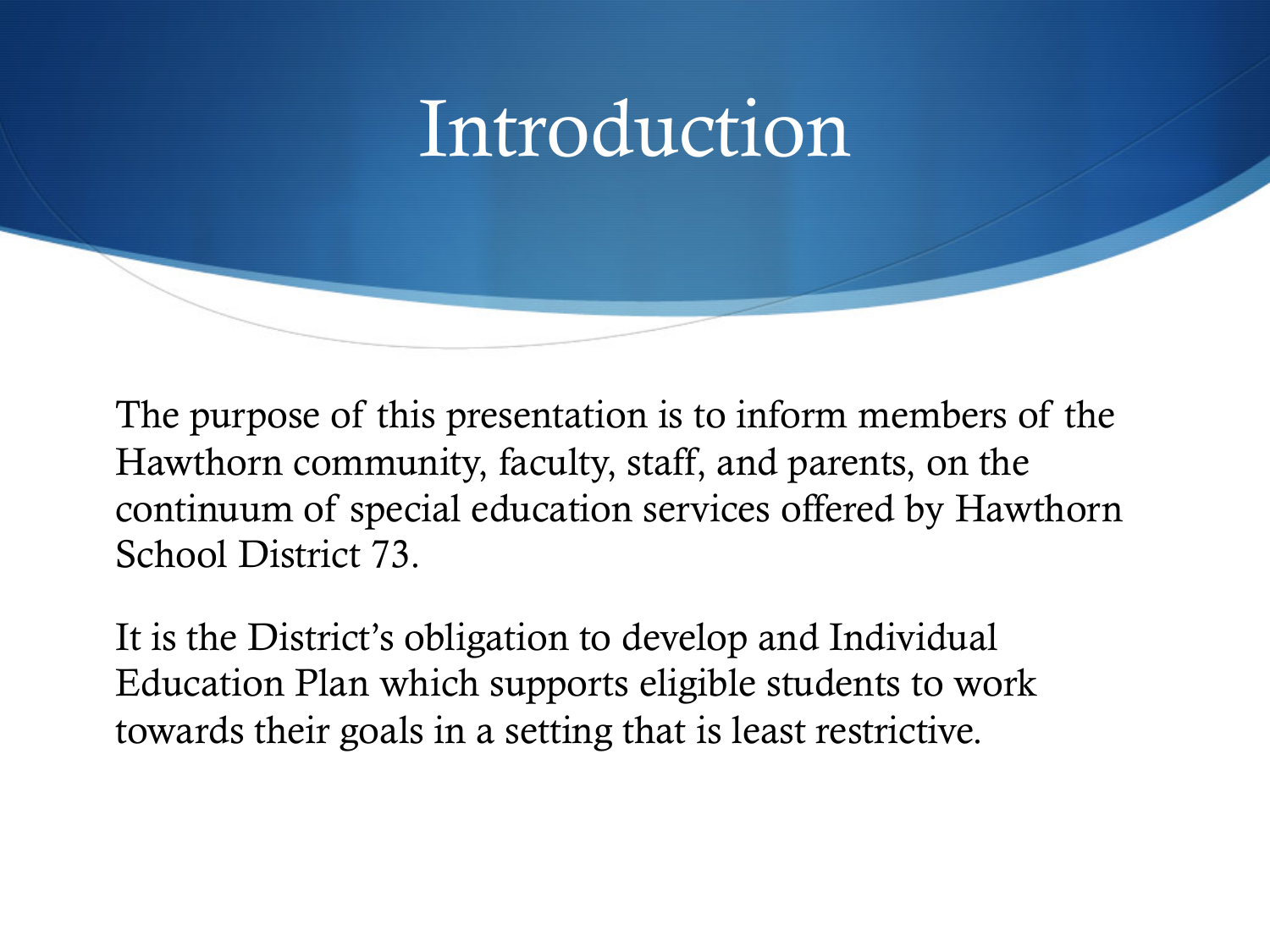# Introduction

The purpose of this presentation is to inform members of the Hawthorn community, faculty, staff, and parents, on the continuum of special education services offered by Hawthorn School District 73.

It is the District's obligation to develop and Individual Education Plan which supports eligible students to work towards their goals in a setting that is least restrictive.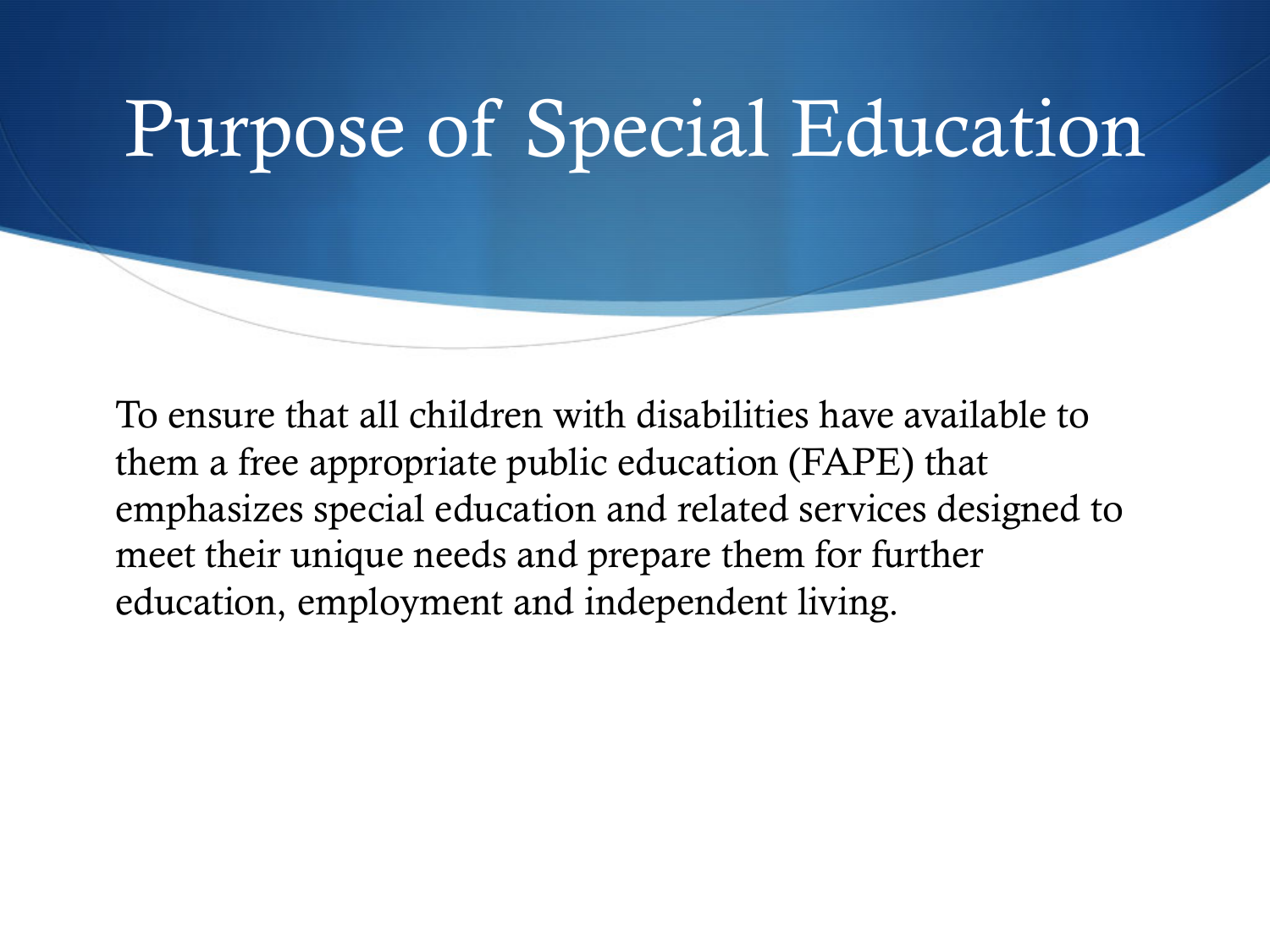# Purpose of Special Education

To ensure that all children with disabilities have available to them a free appropriate public education (FAPE) that emphasizes special education and related services designed to meet their unique needs and prepare them for further education, employment and independent living.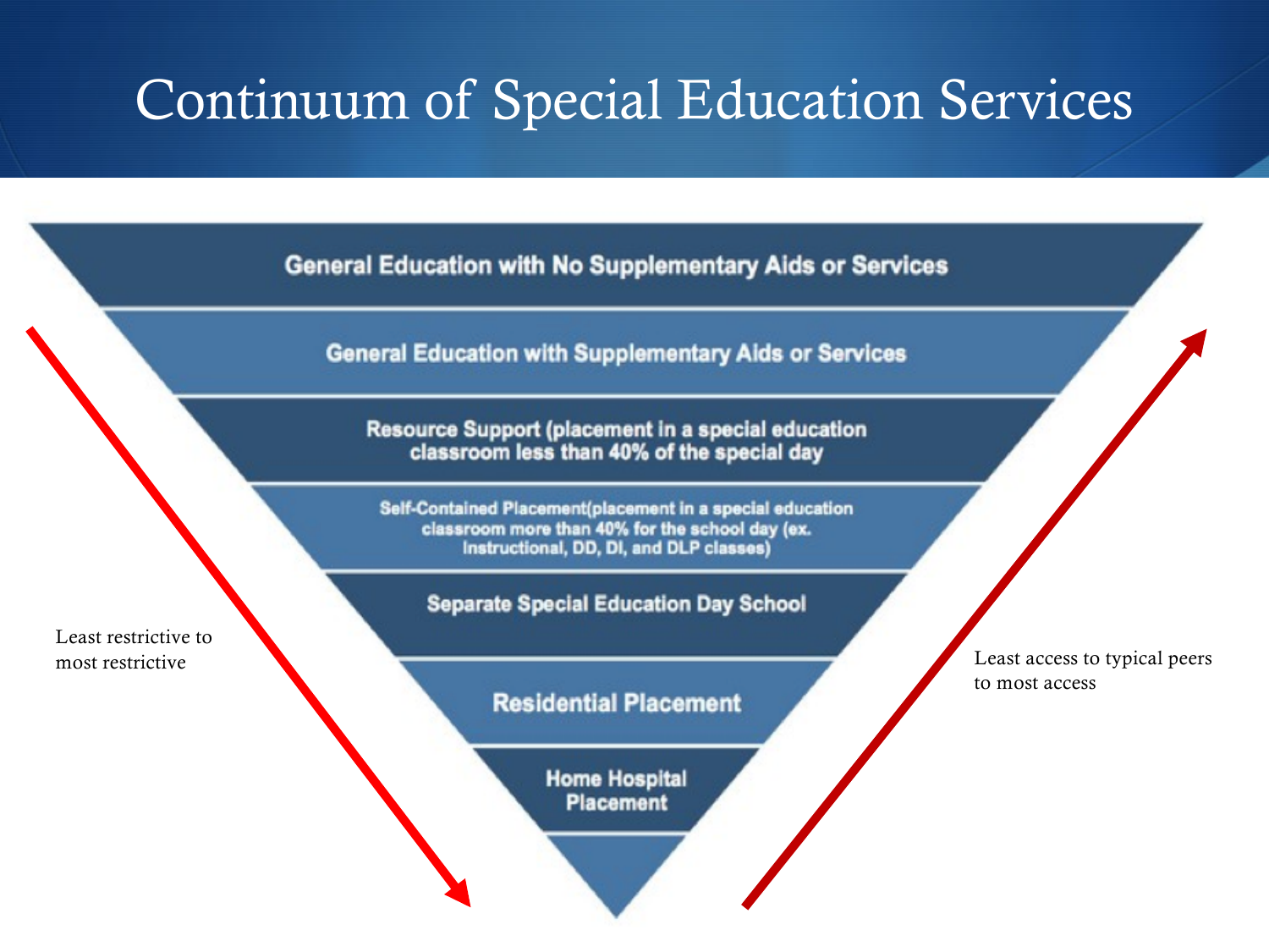# Continuum of Special Education Services

- General Education with No Supplementary Aids or Services
- General Education with Supplementary Aids or Services
- Resource Support (placement in a special education classroom less than 40% of the special day
- Self-Contained Placement(placement in a special education classroom more than 40% for the school day (ex. Instructional, DD, DI, and DLP classes)
- Separate Special Education Day School
- Residential Placement
- Home Hospital Placement

Least restrictive to most restrictive

Least access to typical peers to most access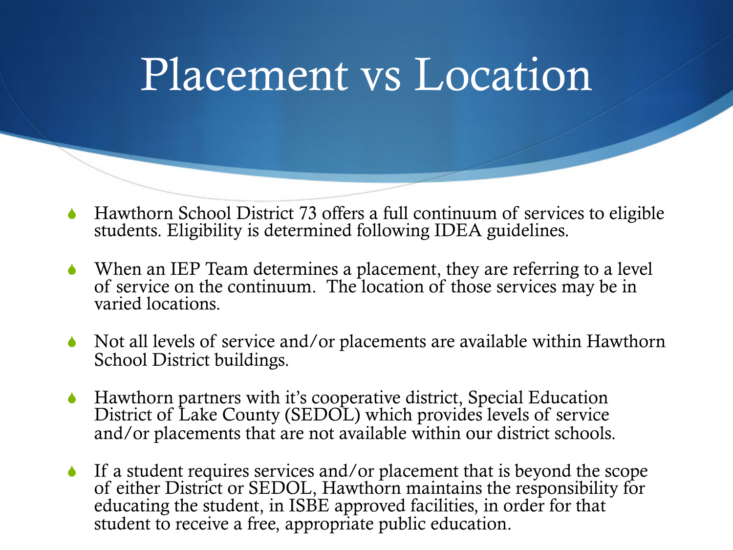# Placement vs Location

- Hawthorn School District 73 offers a full continuum of services to eligible students. Eligibility is determined following IDEA guidelines.
- When an IEP Team determines a placement, they are referring to a level of service on the continuum. The location of those services may be in varied locations.
- Not all levels of service and/or placements are available within Hawthorn School District buildings.
- Hawthorn partners with it's cooperative district, Special Education District of Lake County (SEDOL) which provides levels of service and/or placements that are not available within our district schools.
- If a student requires services and/or placement that is beyond the scope of either District or SEDOL, Hawthorn maintains the responsibility for educating the student, in ISBE approved facilities, in order for that student to receive a free, appropriate public education.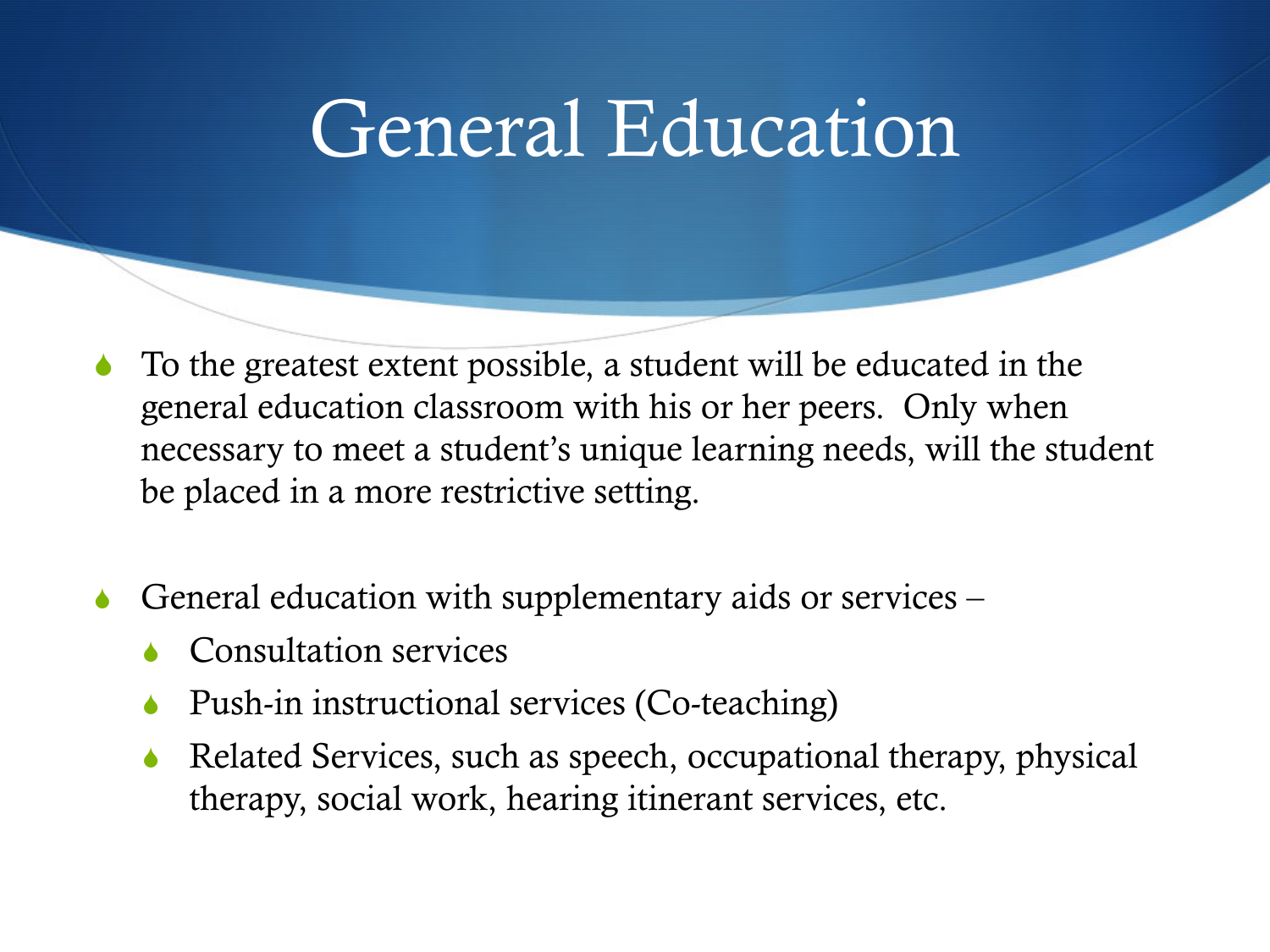# General Education

- To the greatest extent possible, a student will be educated in the general education classroom with his or her peers. Only when necessary to meet a student's unique learning needs, will the student be placed in a more restrictive setting.

- General education with supplementary aids or services –
  - Consultation services
  - Push-in instructional services (Co-teaching)
  - Related Services, such as speech, occupational therapy, physical therapy, social work, hearing itinerant services, etc.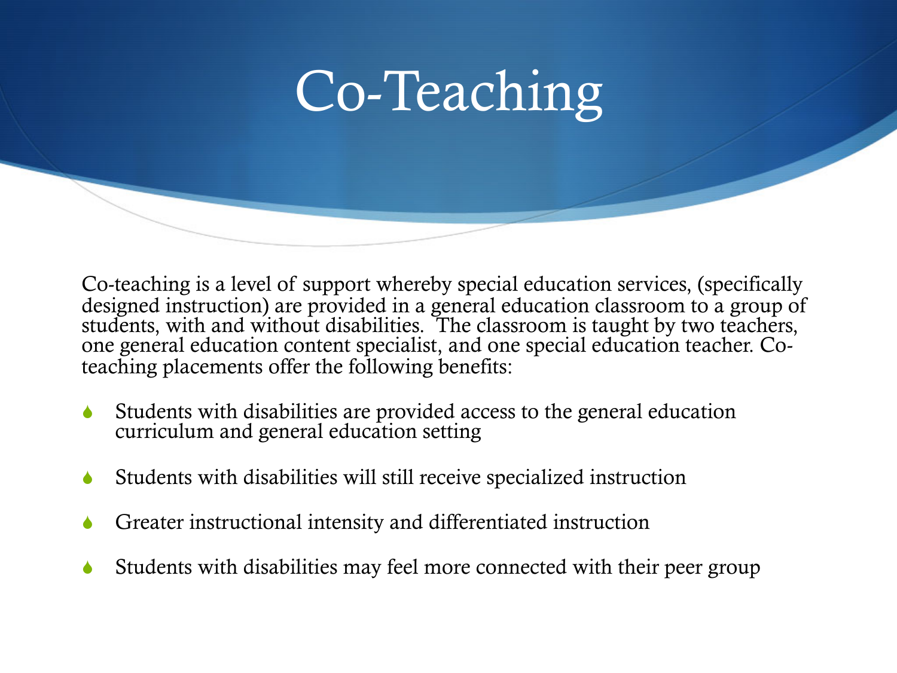# Co-Teaching

Co-teaching is a level of support whereby special education services, (specifically designed instruction) are provided in a general education classroom to a group of students, with and without disabilities. The classroom is taught by two teachers, one general education content specialist, and one special education teacher. Co-teaching placements offer the following benefits:

- Students with disabilities are provided access to the general education curriculum and general education setting
- Students with disabilities will still receive specialized instruction
- Greater instructional intensity and differentiated instruction
- Students with disabilities may feel more connected with their peer group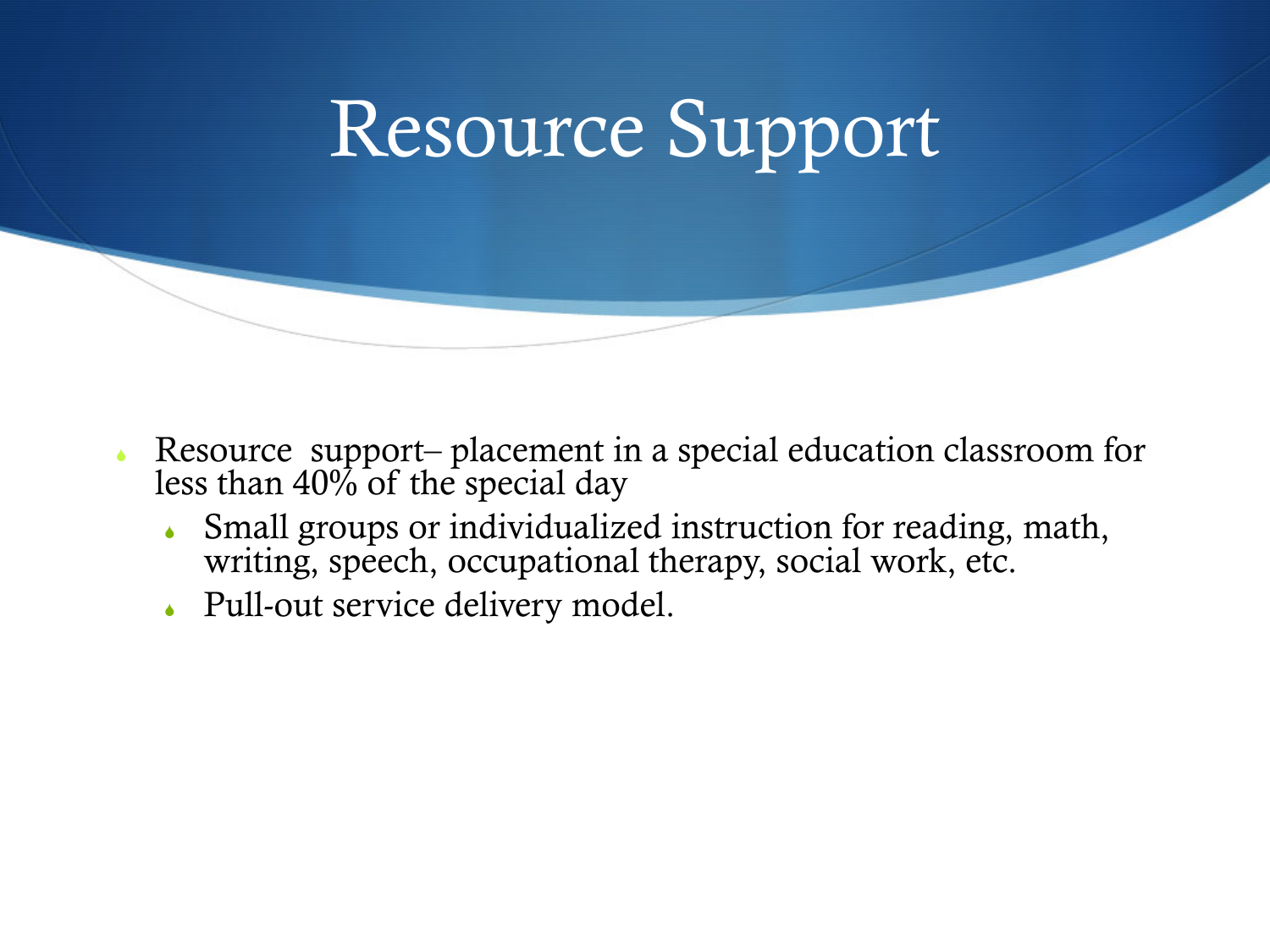# Resource Support

- Resource support– placement in a special education classroom for less than 40% of the special day
  - Small groups or individualized instruction for reading, math, writing, speech, occupational therapy, social work, etc.
  - Pull-out service delivery model.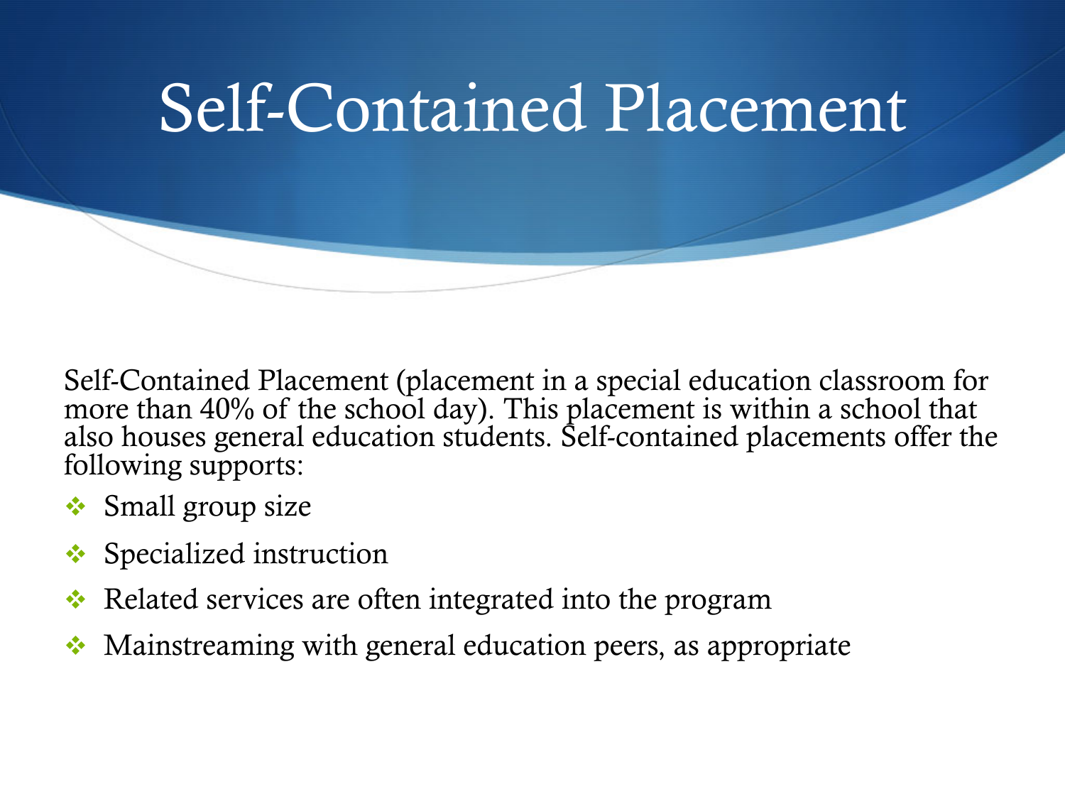# Self-Contained Placement

Self-Contained Placement (placement in a special education classroom for more than 40% of the school day). This placement is within a school that also houses general education students. Self-contained placements offer the following supports:

- Small group size
- Specialized instruction
- Related services are often integrated into the program
- Mainstreaming with general education peers, as appropriate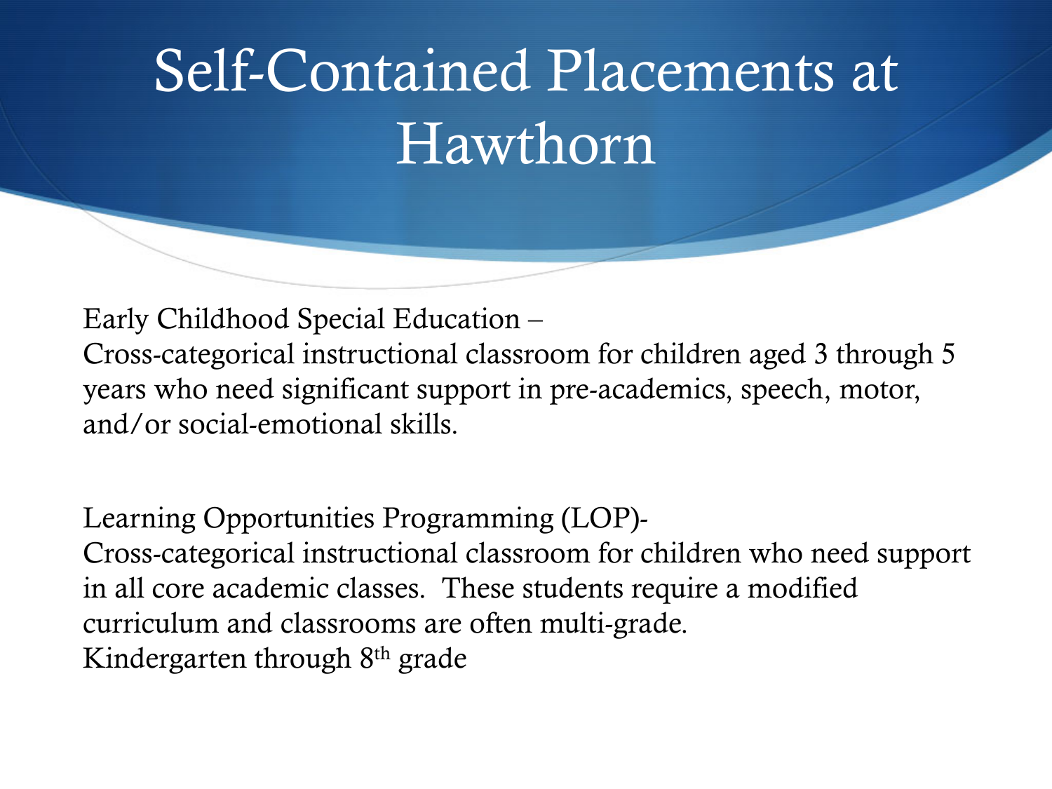# Self-Contained Placements at Hawthorn

Early Childhood Special Education –
Cross-categorical instructional classroom for children aged 3 through 5 years who need significant support in pre-academics, speech, motor, and/or social-emotional skills.

Learning Opportunities Programming (LOP)-
Cross-categorical instructional classroom for children who need support in all core academic classes. These students require a modified curriculum and classrooms are often multi-grade.
Kindergarten through 8th grade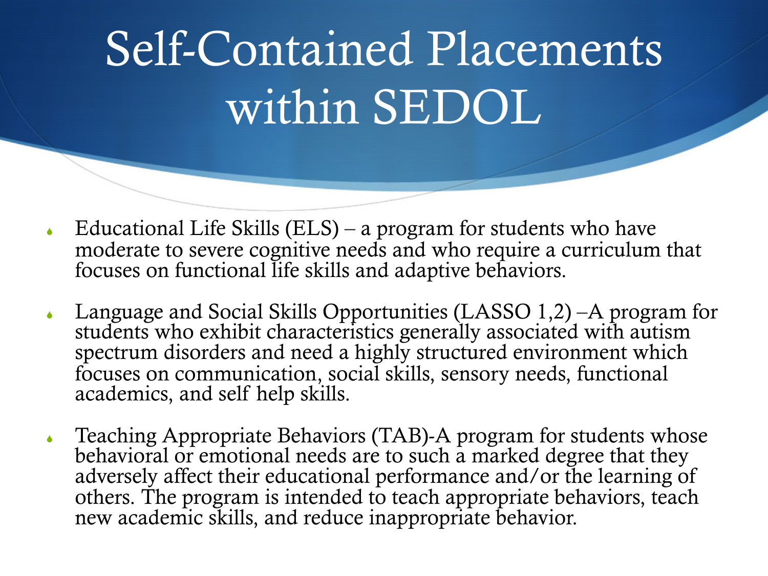# Self-Contained Placements within SEDOL

- Educational Life Skills (ELS) – a program for students who have moderate to severe cognitive needs and who require a curriculum that focuses on functional life skills and adaptive behaviors.
- Language and Social Skills Opportunities (LASSO 1,2) –A program for students who exhibit characteristics generally associated with autism spectrum disorders and need a highly structured environment which focuses on communication, social skills, sensory needs, functional academics, and self help skills.
- Teaching Appropriate Behaviors (TAB)-A program for students whose behavioral or emotional needs are to such a marked degree that they adversely affect their educational performance and/or the learning of others. The program is intended to teach appropriate behaviors, teach new academic skills, and reduce inappropriate behavior.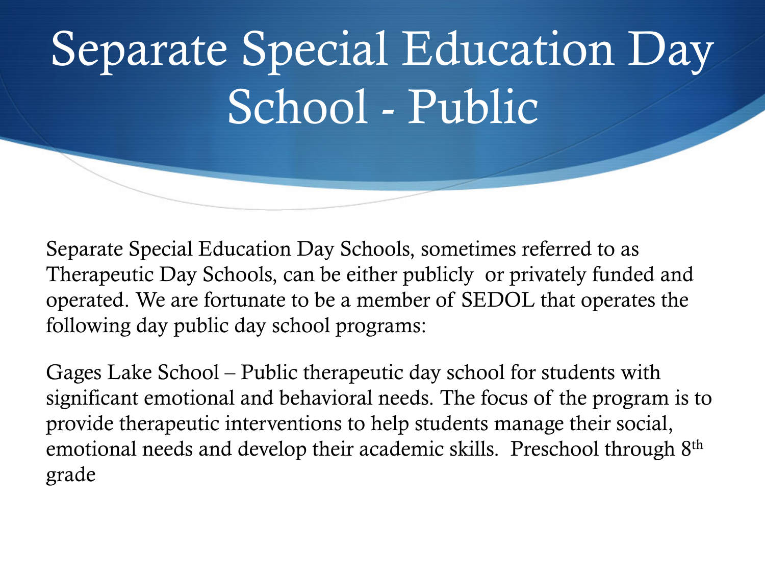# Separate Special Education Day School - Public

Separate Special Education Day Schools, sometimes referred to as Therapeutic Day Schools, can be either publicly or privately funded and operated. We are fortunate to be a member of SEDOL that operates the following day public day school programs:

Gages Lake School – Public therapeutic day school for students with significant emotional and behavioral needs. The focus of the program is to provide therapeutic interventions to help students manage their social, emotional needs and develop their academic skills. Preschool through 8th grade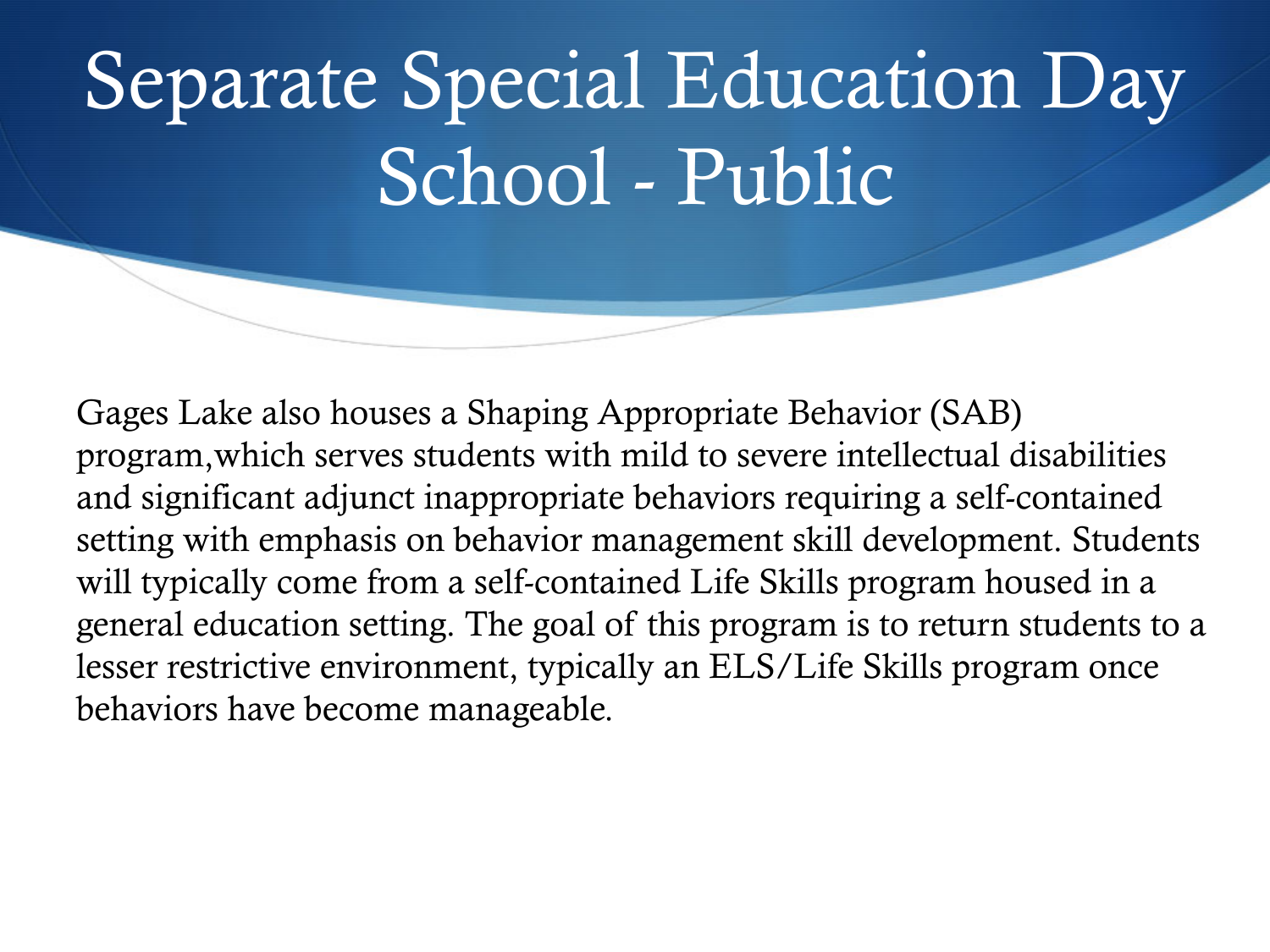# Separate Special Education Day School - Public

Gages Lake also houses a Shaping Appropriate Behavior (SAB) program,which serves students with mild to severe intellectual disabilities and significant adjunct inappropriate behaviors requiring a self-contained setting with emphasis on behavior management skill development. Students will typically come from a self-contained Life Skills program housed in a general education setting. The goal of this program is to return students to a lesser restrictive environment, typically an ELS/Life Skills program once behaviors have become manageable.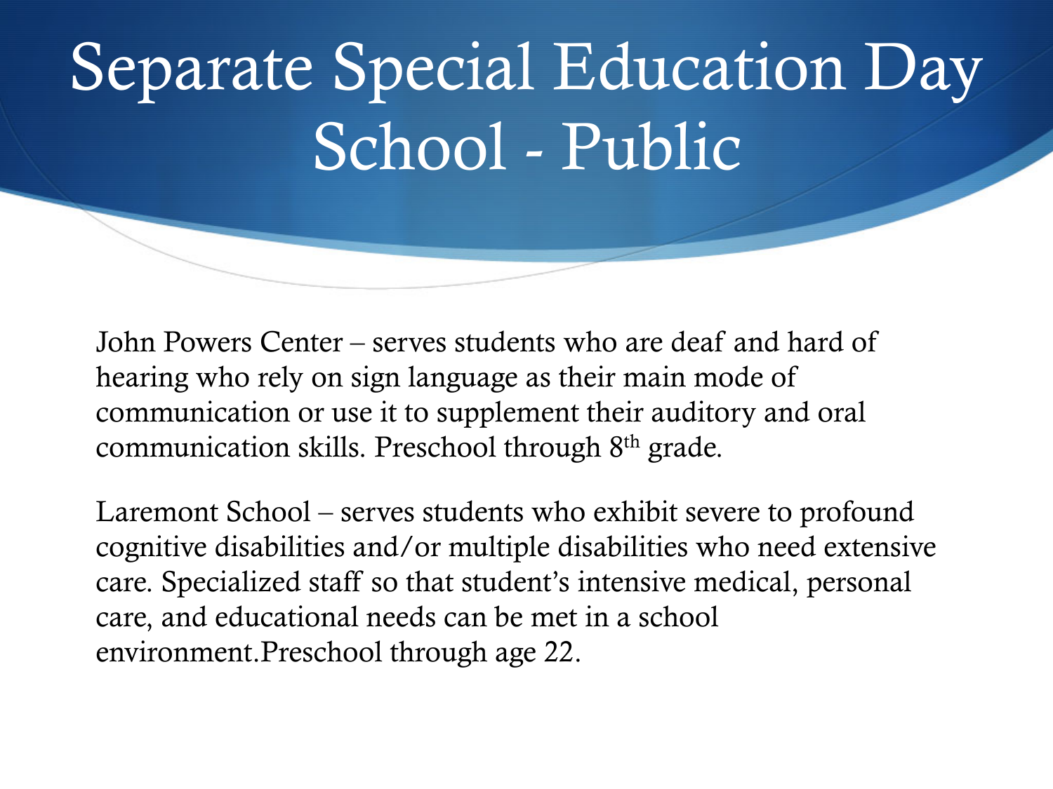# Separate Special Education Day School - Public

John Powers Center – serves students who are deaf and hard of hearing who rely on sign language as their main mode of communication or use it to supplement their auditory and oral communication skills. Preschool through 8th grade.

Laremont School – serves students who exhibit severe to profound cognitive disabilities and/or multiple disabilities who need extensive care. Specialized staff so that student's intensive medical, personal care, and educational needs can be met in a school environment.Preschool through age 22.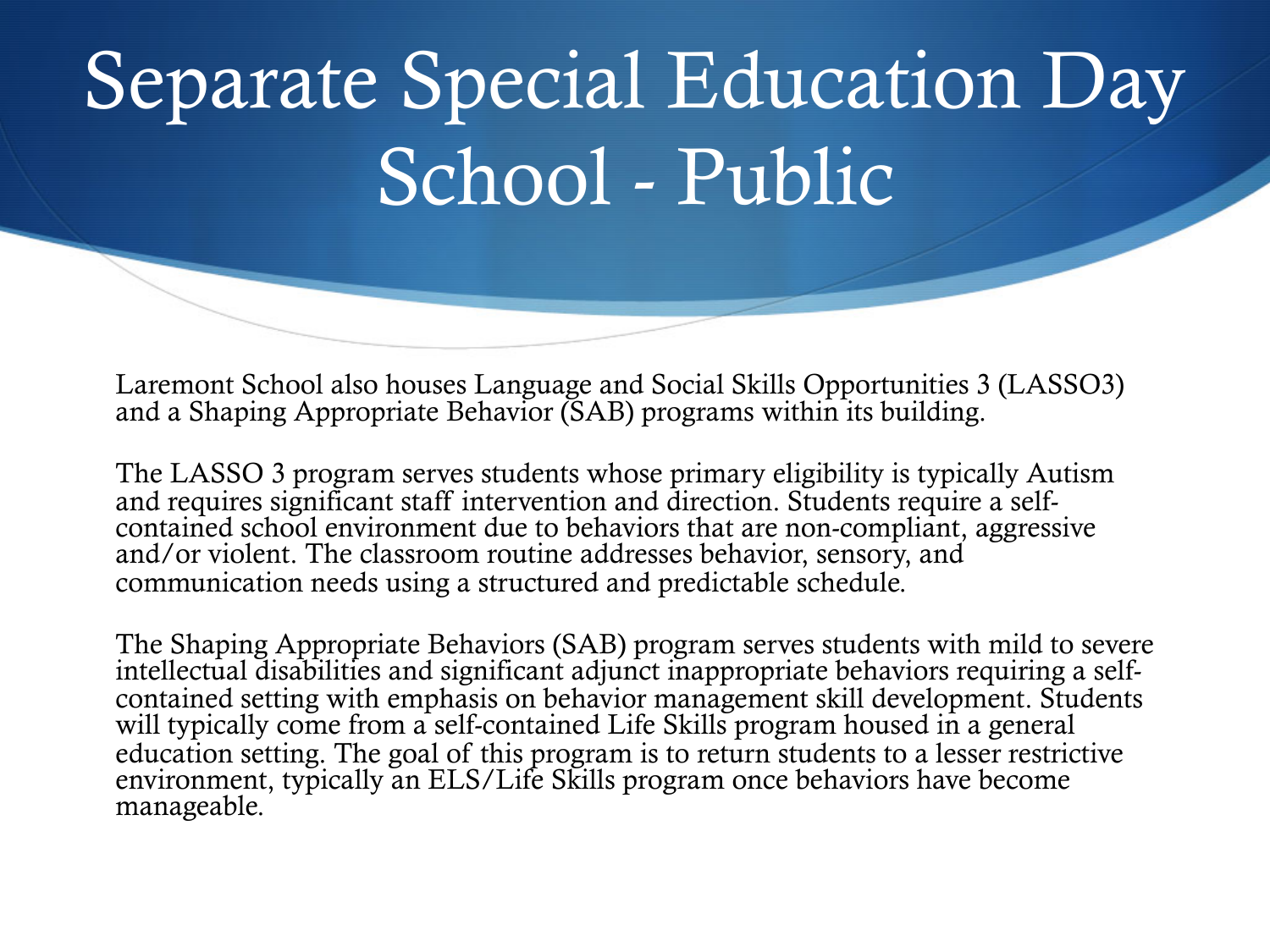# Separate Special Education Day School - Public

Laremont School also houses Language and Social Skills Opportunities 3 (LASSO3) and a Shaping Appropriate Behavior (SAB) programs within its building.

The LASSO 3 program serves students whose primary eligibility is typically Autism and requires significant staff intervention and direction. Students require a self-contained school environment due to behaviors that are non-compliant, aggressive and/or violent. The classroom routine addresses behavior, sensory, and communication needs using a structured and predictable schedule.

The Shaping Appropriate Behaviors (SAB) program serves students with mild to severe intellectual disabilities and significant adjunct inappropriate behaviors requiring a self-contained setting with emphasis on behavior management skill development. Students will typically come from a self-contained Life Skills program housed in a general education setting. The goal of this program is to return students to a lesser restrictive environment, typically an ELS/Life Skills program once behaviors have become manageable.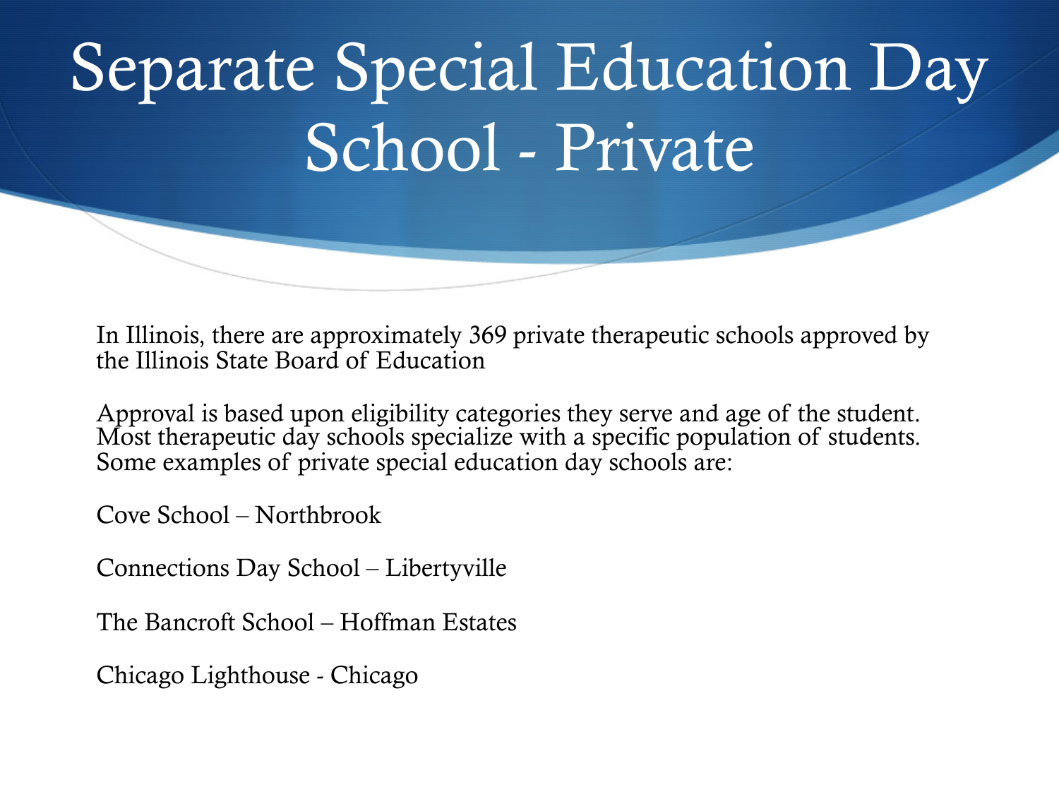# Separate Special Education Day School - Private

In Illinois, there are approximately 369 private therapeutic schools approved by the Illinois State Board of Education

Approval is based upon eligibility categories they serve and age of the student. Most therapeutic day schools specialize with a specific population of students. Some examples of private special education day schools are:

Cove School – Northbrook

Connections Day School – Libertyville

The Bancroft School – Hoffman Estates

Chicago Lighthouse - Chicago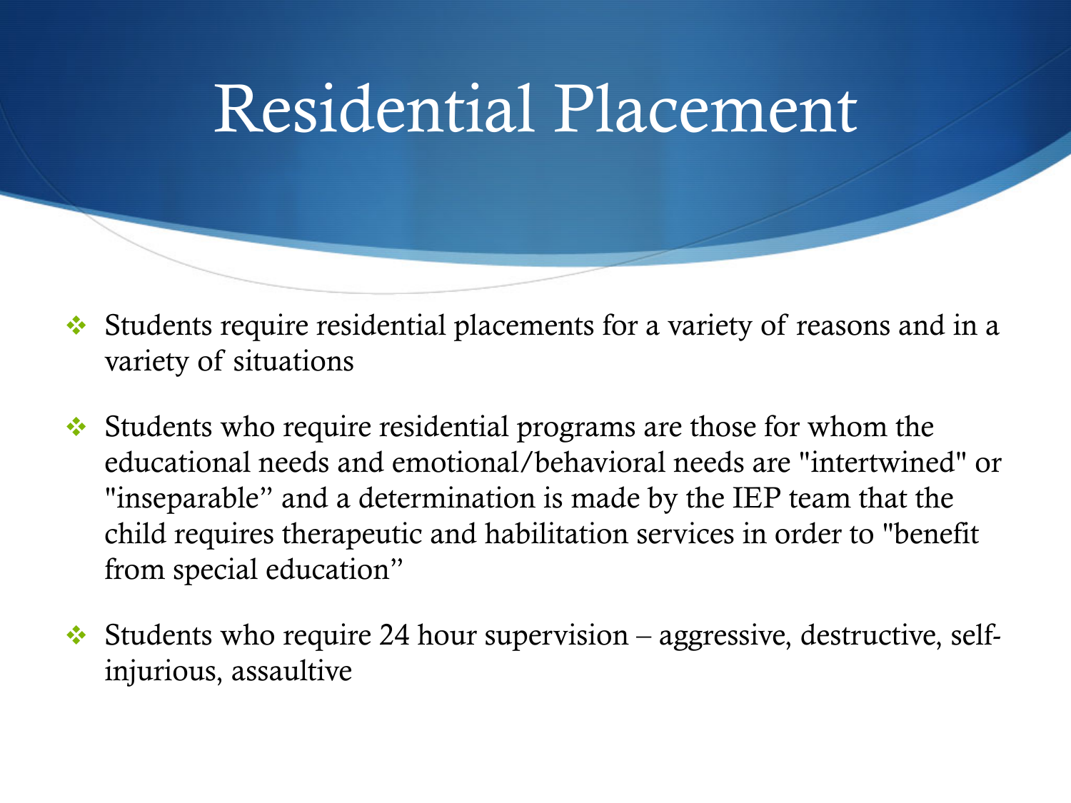# Residential Placement

- Students require residential placements for a variety of reasons and in a variety of situations
- Students who require residential programs are those for whom the educational needs and emotional/behavioral needs are "intertwined" or "inseparable" and a determination is made by the IEP team that the child requires therapeutic and habilitation services in order to "benefit from special education"
- Students who require 24 hour supervision – aggressive, destructive, self-injurious, assaultive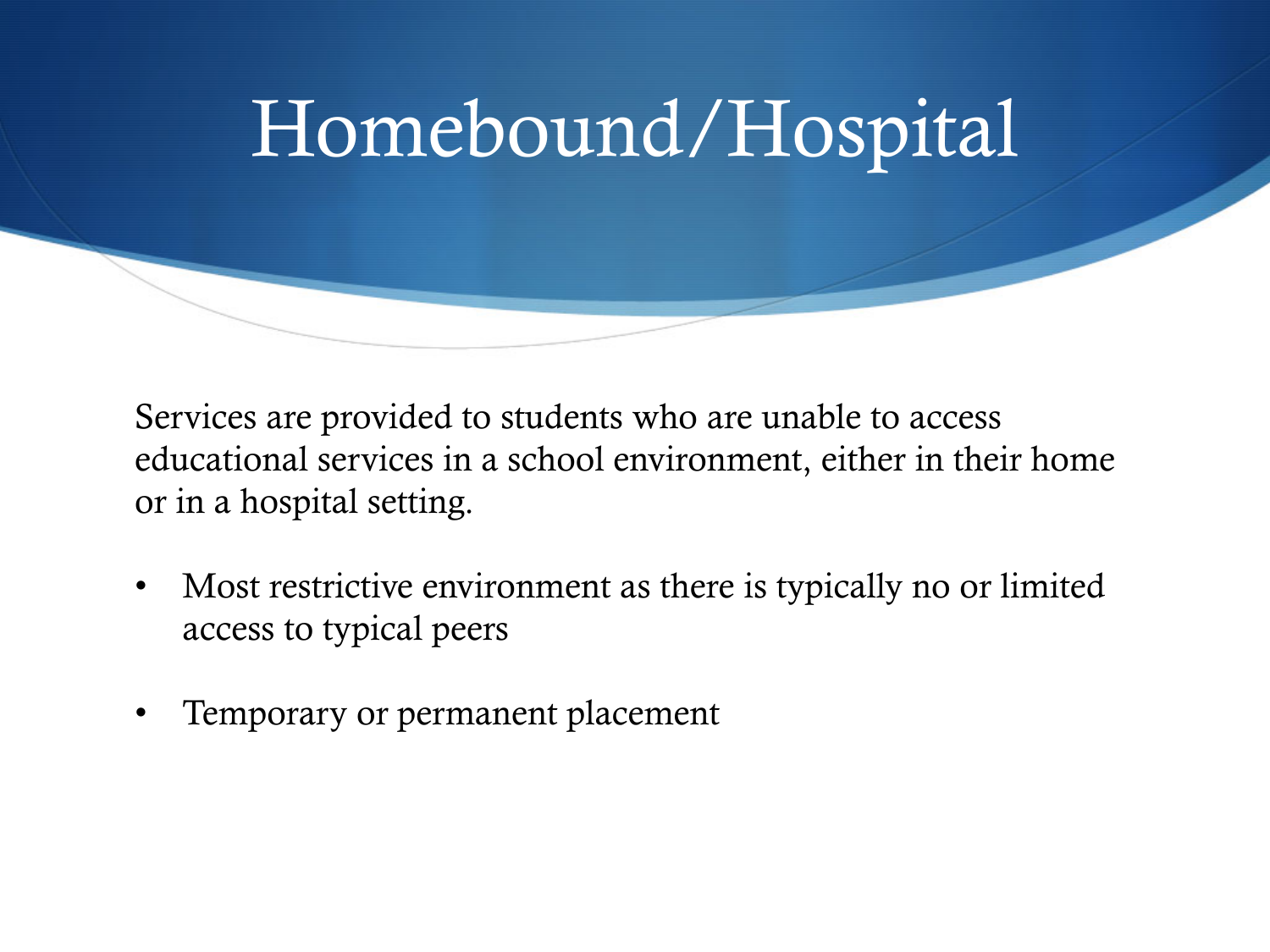# Homebound/Hospital

Services are provided to students who are unable to access educational services in a school environment, either in their home or in a hospital setting.

- Most restrictive environment as there is typically no or limited access to typical peers
- Temporary or permanent placement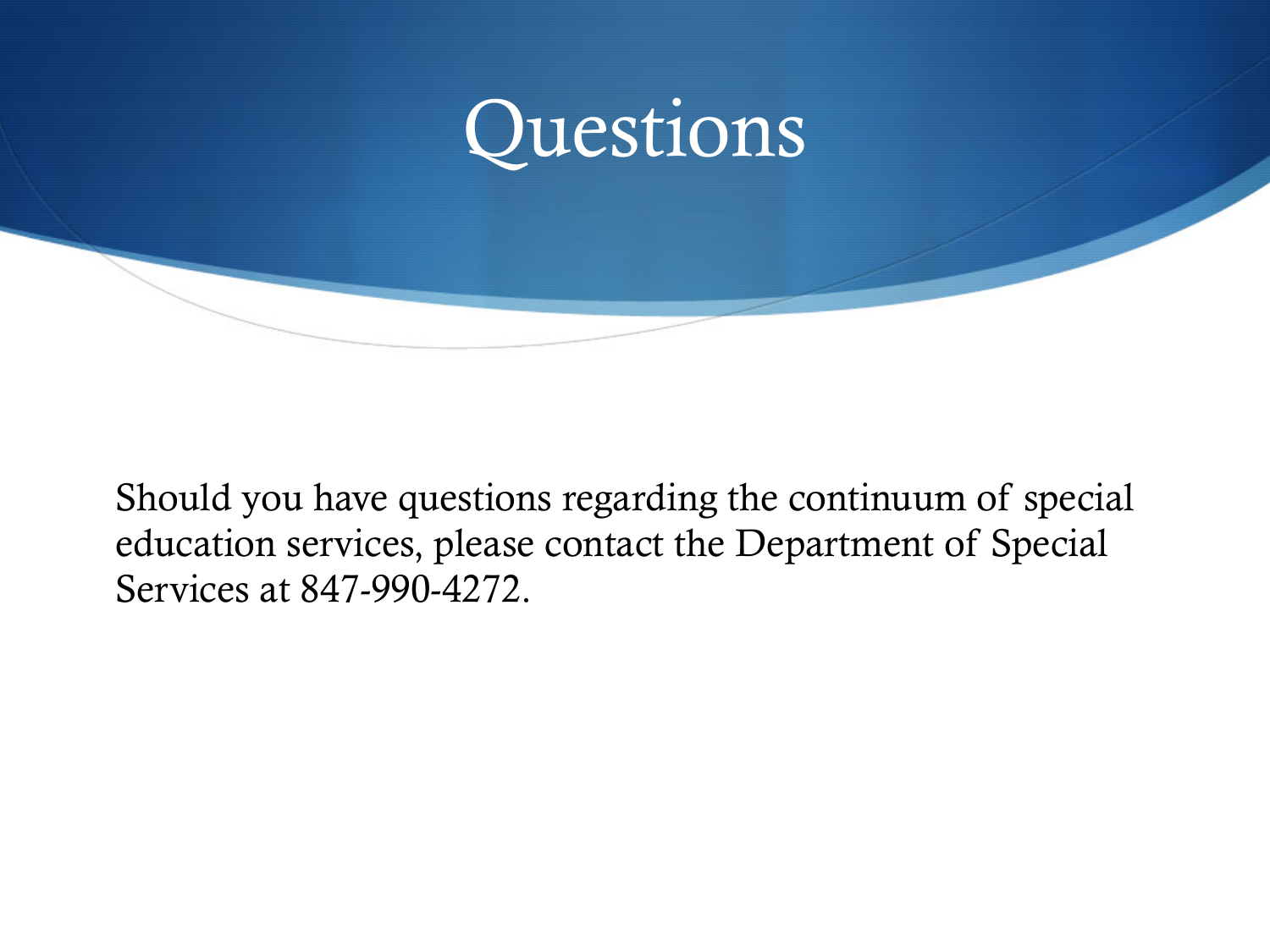# Questions

Should you have questions regarding the continuum of special education services, please contact the Department of Special Services at 847-990-4272.